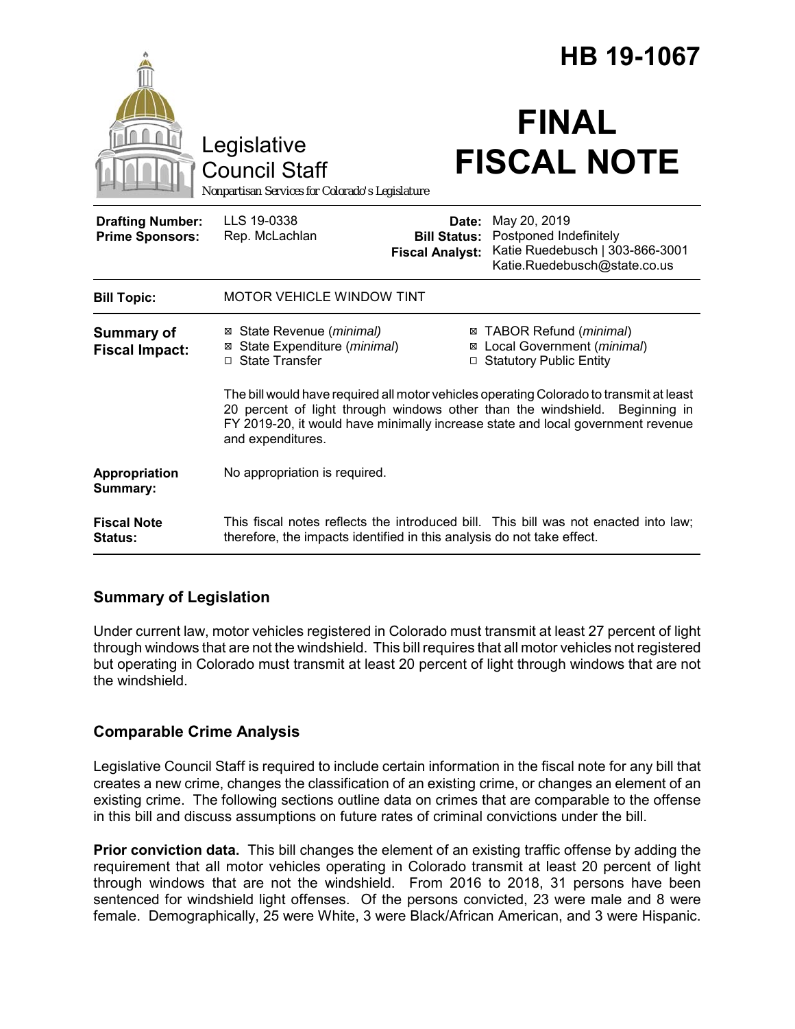# HB 19-1067

Legislative Council Staff

Nonpartisan Services for Colorado's Legislature

# FINAL FISCAL NOTE

| | | | |
|---|---|---|---|
| **Drafting Number:** | LLS 19-0338 | **Date:** | May 20, 2019 |
| **Prime Sponsors:** | Rep. McLachlan | **Bill Status:** | Postponed Indefinitely |
| | | **Fiscal Analyst:** | Katie Ruedebusch \| 303-866-3001 Katie.Ruedebusch@state.co.us |

| | |
|---|---|
| **Bill Topic:** | MOTOR VEHICLE WINDOW TINT |
| **Summary of Fiscal Impact:** | ☒ State Revenue (*minimal*) ☒ State Expenditure (*minimal*) ☐ State Transfer ☒ TABOR Refund (*minimal*) ☒ Local Government (*minimal*) ☐ Statutory Public Entity<br><br>The bill would have required all motor vehicles operating Colorado to transmit at least 20 percent of light through windows other than the windshield. Beginning in FY 2019-20, it would have minimally increase state and local government revenue and expenditures. |
| **Appropriation Summary:** | No appropriation is required. |
| **Fiscal Note Status:** | This fiscal notes reflects the introduced bill. This bill was not enacted into law; therefore, the impacts identified in this analysis do not take effect. |

## Summary of Legislation

Under current law, motor vehicles registered in Colorado must transmit at least 27 percent of light through windows that are not the windshield. This bill requires that all motor vehicles not registered but operating in Colorado must transmit at least 20 percent of light through windows that are not the windshield.

## Comparable Crime Analysis

Legislative Council Staff is required to include certain information in the fiscal note for any bill that creates a new crime, changes the classification of an existing crime, or changes an element of an existing crime. The following sections outline data on crimes that are comparable to the offense in this bill and discuss assumptions on future rates of criminal convictions under the bill.

**Prior conviction data.** This bill changes the element of an existing traffic offense by adding the requirement that all motor vehicles operating in Colorado transmit at least 20 percent of light through windows that are not the windshield. From 2016 to 2018, 31 persons have been sentenced for windshield light offenses. Of the persons convicted, 23 were male and 8 were female. Demographically, 25 were White, 3 were Black/African American, and 3 were Hispanic.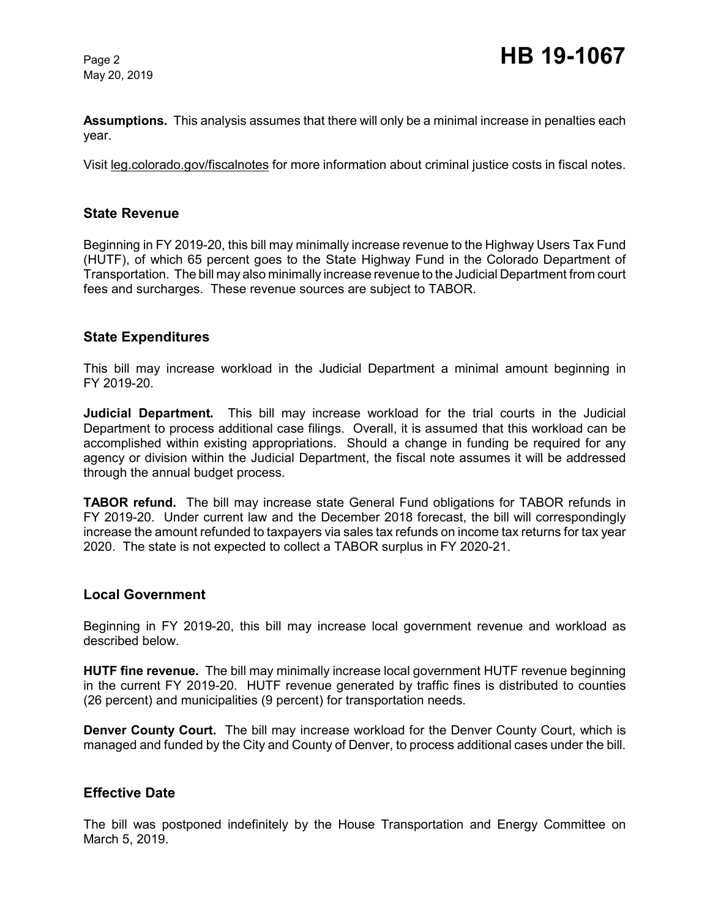**Assumptions.** This analysis assumes that there will only be a minimal increase in penalties each year.

Visit leg.colorado.gov/fiscalnotes for more information about criminal justice costs in fiscal notes.

## State Revenue

Beginning in FY 2019-20, this bill may minimally increase revenue to the Highway Users Tax Fund (HUTF), of which 65 percent goes to the State Highway Fund in the Colorado Department of Transportation. The bill may also minimally increase revenue to the Judicial Department from court fees and surcharges. These revenue sources are subject to TABOR.

## State Expenditures

This bill may increase workload in the Judicial Department a minimal amount beginning in FY 2019-20.

**Judicial Department.** This bill may increase workload for the trial courts in the Judicial Department to process additional case filings. Overall, it is assumed that this workload can be accomplished within existing appropriations. Should a change in funding be required for any agency or division within the Judicial Department, the fiscal note assumes it will be addressed through the annual budget process.

**TABOR refund.** The bill may increase state General Fund obligations for TABOR refunds in FY 2019-20. Under current law and the December 2018 forecast, the bill will correspondingly increase the amount refunded to taxpayers via sales tax refunds on income tax returns for tax year 2020. The state is not expected to collect a TABOR surplus in FY 2020-21.

## Local Government

Beginning in FY 2019-20, this bill may increase local government revenue and workload as described below.

**HUTF fine revenue.** The bill may minimally increase local government HUTF revenue beginning in the current FY 2019-20. HUTF revenue generated by traffic fines is distributed to counties (26 percent) and municipalities (9 percent) for transportation needs.

**Denver County Court.** The bill may increase workload for the Denver County Court, which is managed and funded by the City and County of Denver, to process additional cases under the bill.

## Effective Date

The bill was postponed indefinitely by the House Transportation and Energy Committee on March 5, 2019.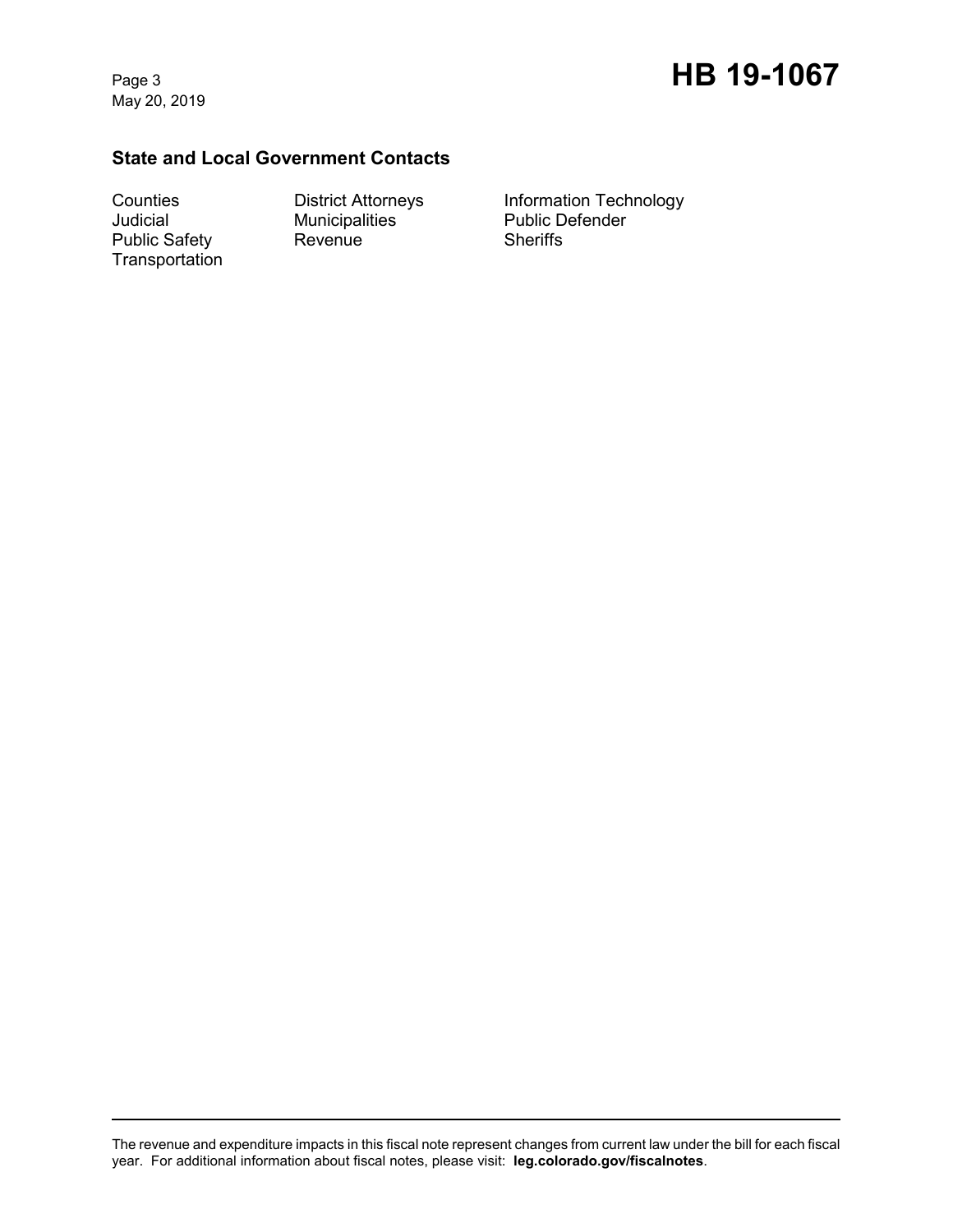## State and Local Government Contacts

| | | |
|---|---|---|
| Counties | District Attorneys | Information Technology |
| Judicial | Municipalities | Public Defender |
| Public Safety | Revenue | Sheriffs |
| Transportation | | |

The revenue and expenditure impacts in this fiscal note represent changes from current law under the bill for each fiscal year. For additional information about fiscal notes, please visit: **leg.colorado.gov/fiscalnotes**.